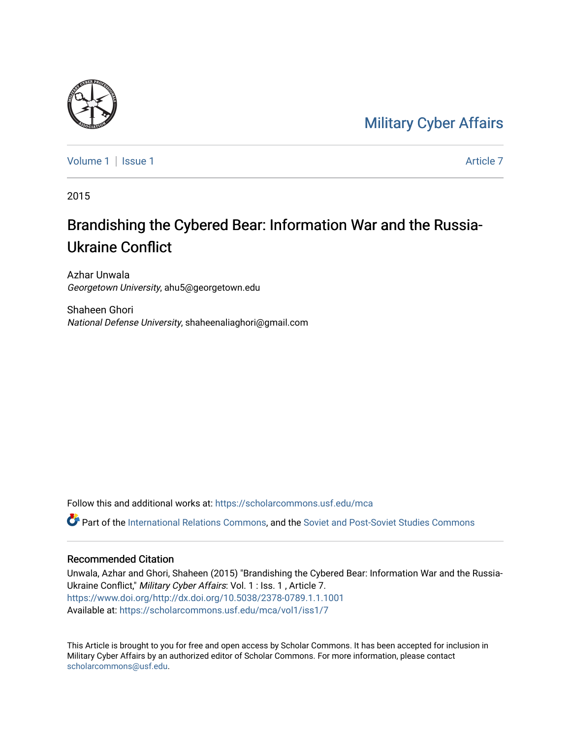Military Cyber Affairs

Volume 1 | Issue 1 Article 7

2015

# Brandishing the Cybered Bear: Information War and the Russia-Ukraine Conflict

Azhar Unwala
*Georgetown University*, ahu5@georgetown.edu

Shaheen Ghori
*National Defense University*, shaheenaliaghori@gmail.com

Follow this and additional works at: https://scholarcommons.usf.edu/mca

Part of the International Relations Commons, and the Soviet and Post-Soviet Studies Commons

## Recommended Citation

Unwala, Azhar and Ghori, Shaheen (2015) "Brandishing the Cybered Bear: Information War and the Russia-Ukraine Conflict," *Military Cyber Affairs*: Vol. 1 : Iss. 1 , Article 7.
https://www.doi.org/http://dx.doi.org/10.5038/2378-0789.1.1.1001
Available at: https://scholarcommons.usf.edu/mca/vol1/iss1/7

This Article is brought to you for free and open access by Scholar Commons. It has been accepted for inclusion in Military Cyber Affairs by an authorized editor of Scholar Commons. For more information, please contact scholarcommons@usf.edu.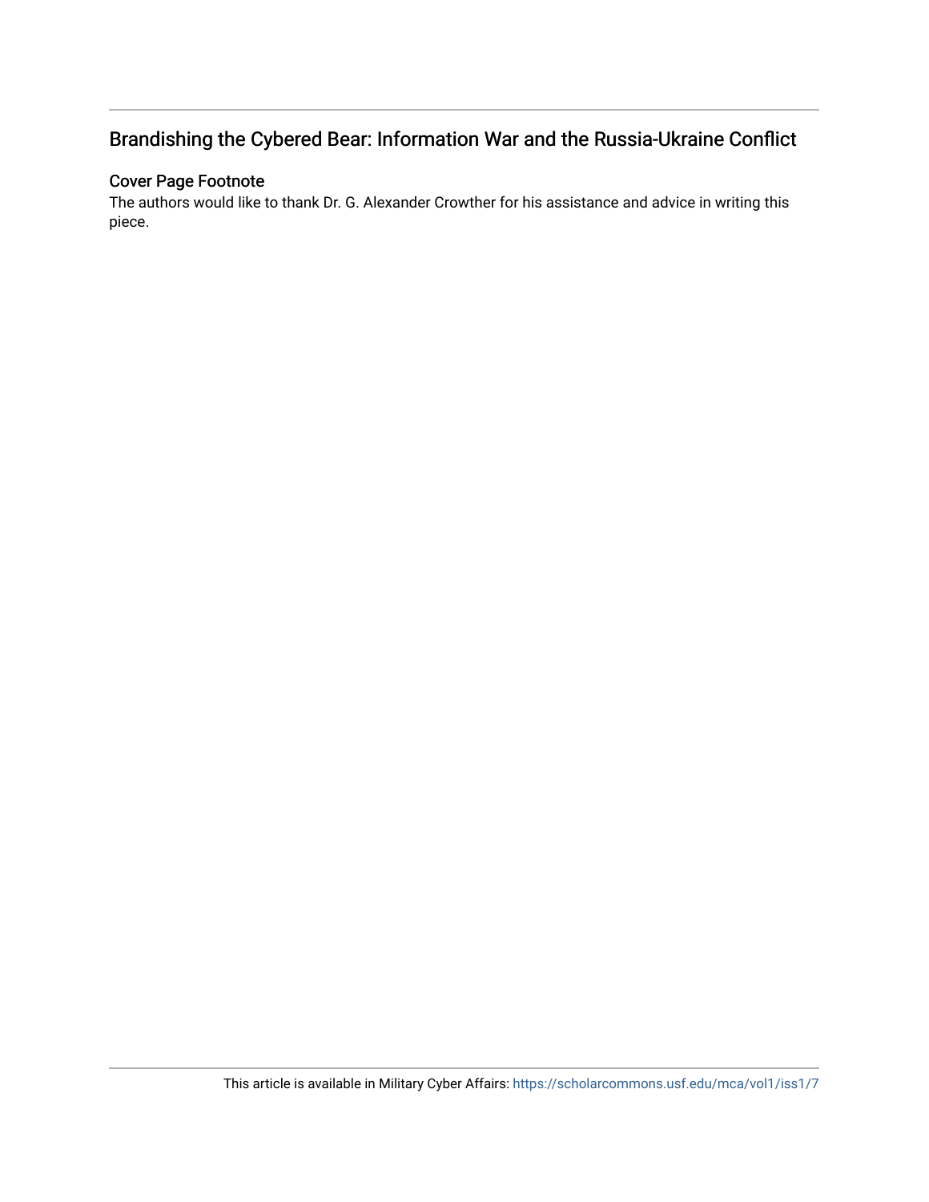## Brandishing the Cybered Bear: Information War and the Russia-Ukraine Conflict

### Cover Page Footnote

The authors would like to thank Dr. G. Alexander Crowther for his assistance and advice in writing this piece.

This article is available in Military Cyber Affairs: https://scholarcommons.usf.edu/mca/vol1/iss1/7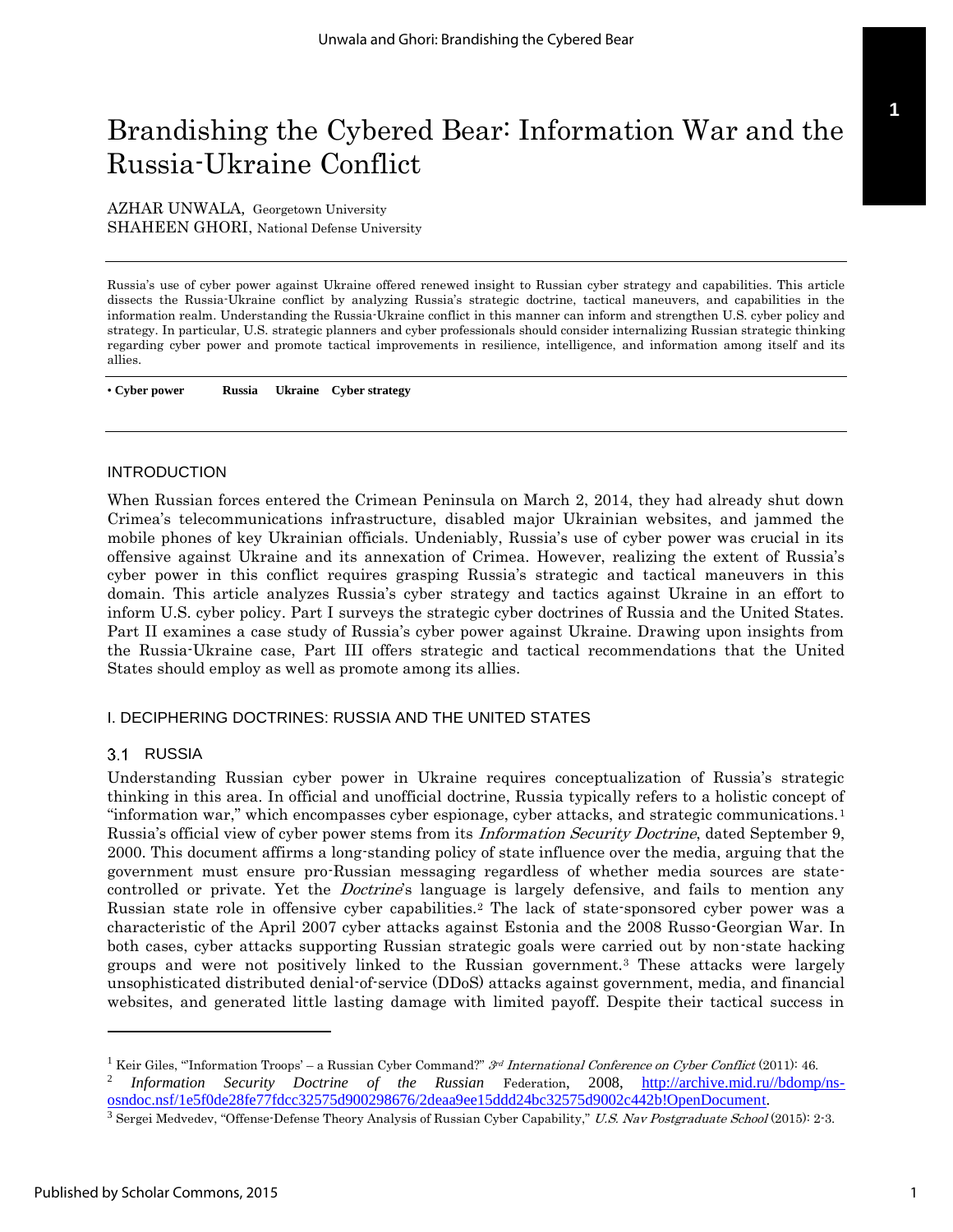# Brandishing the Cybered Bear: Information War and the Russia-Ukraine Conflict

AZHAR UNWALA, Georgetown University
SHAHEEN GHORI, National Defense University

Russia's use of cyber power against Ukraine offered renewed insight to Russian cyber strategy and capabilities. This article dissects the Russia-Ukraine conflict by analyzing Russia's strategic doctrine, tactical maneuvers, and capabilities in the information realm. Understanding the Russia-Ukraine conflict in this manner can inform and strengthen U.S. cyber policy and strategy. In particular, U.S. strategic planners and cyber professionals should consider internalizing Russian strategic thinking regarding cyber power and promote tactical improvements in resilience, intelligence, and information among itself and its allies.

• **Cyber power** **Russia** **Ukraine** **Cyber strategy**

## INTRODUCTION

When Russian forces entered the Crimean Peninsula on March 2, 2014, they had already shut down Crimea's telecommunications infrastructure, disabled major Ukrainian websites, and jammed the mobile phones of key Ukrainian officials. Undeniably, Russia's use of cyber power was crucial in its offensive against Ukraine and its annexation of Crimea. However, realizing the extent of Russia's cyber power in this conflict requires grasping Russia's strategic and tactical maneuvers in this domain. This article analyzes Russia's cyber strategy and tactics against Ukraine in an effort to inform U.S. cyber policy. Part I surveys the strategic cyber doctrines of Russia and the United States. Part II examines a case study of Russia's cyber power against Ukraine. Drawing upon insights from the Russia-Ukraine case, Part III offers strategic and tactical recommendations that the United States should employ as well as promote among its allies.

## I. DECIPHERING DOCTRINES: RUSSIA AND THE UNITED STATES

### 3.1 RUSSIA

Understanding Russian cyber power in Ukraine requires conceptualization of Russia's strategic thinking in this area. In official and unofficial doctrine, Russia typically refers to a holistic concept of "information war," which encompasses cyber espionage, cyber attacks, and strategic communications.[1] Russia's official view of cyber power stems from its *Information Security Doctrine*, dated September 9, 2000. This document affirms a long-standing policy of state influence over the media, arguing that the government must ensure pro-Russian messaging regardless of whether media sources are state-controlled or private. Yet the *Doctrine*'s language is largely defensive, and fails to mention any Russian state role in offensive cyber capabilities.[2] The lack of state-sponsored cyber power was a characteristic of the April 2007 cyber attacks against Estonia and the 2008 Russo-Georgian War. In both cases, cyber attacks supporting Russian strategic goals were carried out by non-state hacking groups and were not positively linked to the Russian government.[3] These attacks were largely unsophisticated distributed denial-of-service (DDoS) attacks against government, media, and financial websites, and generated little lasting damage with limited payoff. Despite their tactical success in

---

[1] Keir Giles, "'Information Troops' – a Russian Cyber Command?" *3rd International Conference on Cyber Conflict* (2011): 46.

[2] *Information Security Doctrine of the Russian* Federation, 2008, http://archive.mid.ru//bdomp/ns-osndoc.nsf/1e5f0de28fe77fdcc32575d900298676/2deaa9ee15ddd24bc32575d9002c442b!OpenDocument.

[3] Sergei Medvedev, "Offense-Defense Theory Analysis of Russian Cyber Capability," *U.S. Nav Postgraduate School* (2015): 2-3.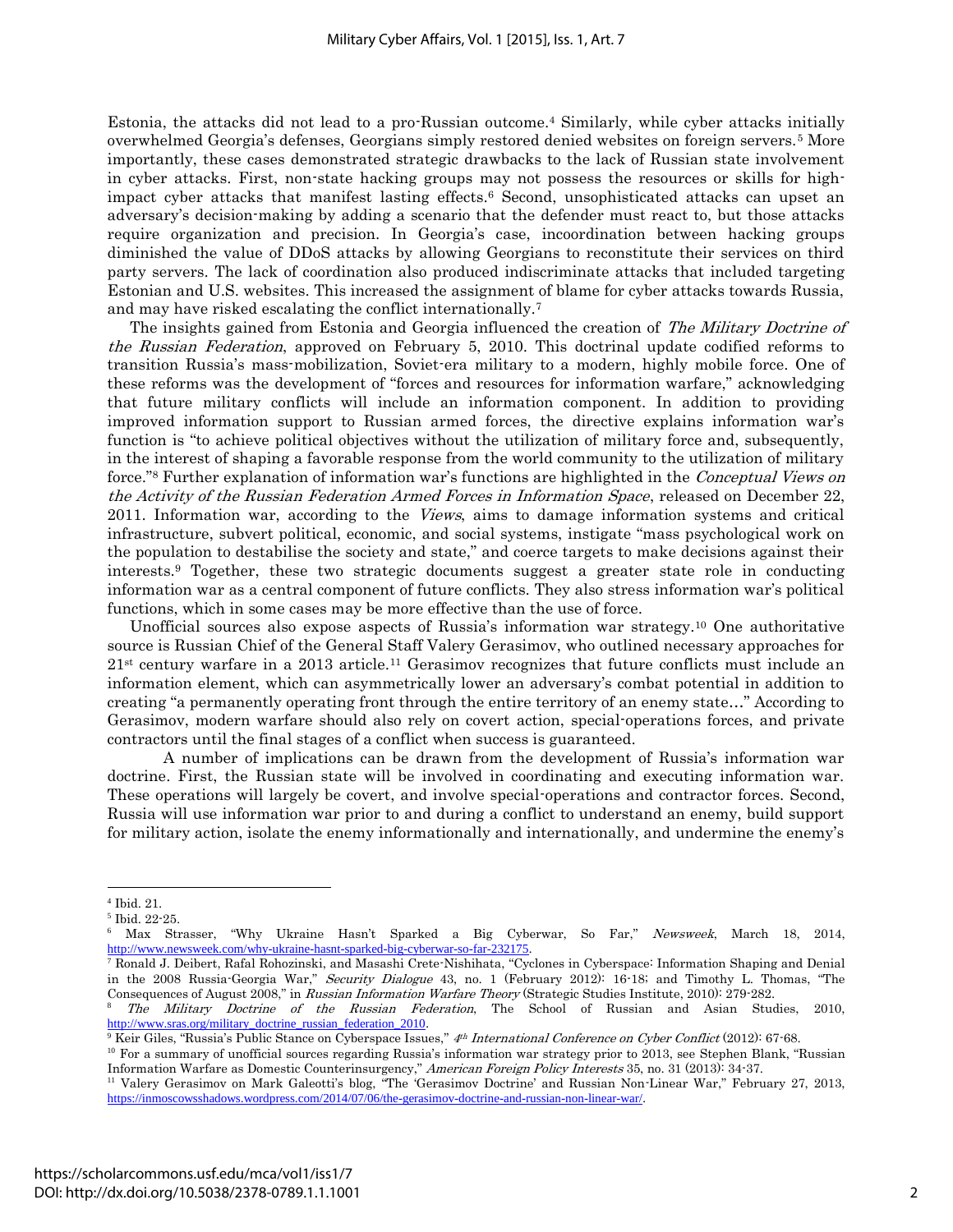Estonia, the attacks did not lead to a pro-Russian outcome.[4] Similarly, while cyber attacks initially overwhelmed Georgia's defenses, Georgians simply restored denied websites on foreign servers.[5] More importantly, these cases demonstrated strategic drawbacks to the lack of Russian state involvement in cyber attacks. First, non-state hacking groups may not possess the resources or skills for high-impact cyber attacks that manifest lasting effects.[6] Second, unsophisticated attacks can upset an adversary's decision-making by adding a scenario that the defender must react to, but those attacks require organization and precision. In Georgia's case, incoordination between hacking groups diminished the value of DDoS attacks by allowing Georgians to reconstitute their services on third party servers. The lack of coordination also produced indiscriminate attacks that included targeting Estonian and U.S. websites. This increased the assignment of blame for cyber attacks towards Russia, and may have risked escalating the conflict internationally.[7]

The insights gained from Estonia and Georgia influenced the creation of *The Military Doctrine of the Russian Federation*, approved on February 5, 2010. This doctrinal update codified reforms to transition Russia's mass-mobilization, Soviet-era military to a modern, highly mobile force. One of these reforms was the development of "forces and resources for information warfare," acknowledging that future military conflicts will include an information component. In addition to providing improved information support to Russian armed forces, the directive explains information war's function is "to achieve political objectives without the utilization of military force and, subsequently, in the interest of shaping a favorable response from the world community to the utilization of military force."[8] Further explanation of information war's functions are highlighted in the *Conceptual Views on the Activity of the Russian Federation Armed Forces in Information Space*, released on December 22, 2011. Information war, according to the *Views*, aims to damage information systems and critical infrastructure, subvert political, economic, and social systems, instigate "mass psychological work on the population to destabilise the society and state," and coerce targets to make decisions against their interests.[9] Together, these two strategic documents suggest a greater state role in conducting information war as a central component of future conflicts. They also stress information war's political functions, which in some cases may be more effective than the use of force.

Unofficial sources also expose aspects of Russia's information war strategy.[10] One authoritative source is Russian Chief of the General Staff Valery Gerasimov, who outlined necessary approaches for 21st century warfare in a 2013 article.[11] Gerasimov recognizes that future conflicts must include an information element, which can asymmetrically lower an adversary's combat potential in addition to creating "a permanently operating front through the entire territory of an enemy state…" According to Gerasimov, modern warfare should also rely on covert action, special-operations forces, and private contractors until the final stages of a conflict when success is guaranteed.

A number of implications can be drawn from the development of Russia's information war doctrine. First, the Russian state will be involved in coordinating and executing information war. These operations will largely be covert, and involve special-operations and contractor forces. Second, Russia will use information war prior to and during a conflict to understand an enemy, build support for military action, isolate the enemy informationally and internationally, and undermine the enemy's

---

[4] Ibid. 21.

[5] Ibid. 22-25.

[6] Max Strasser, "Why Ukraine Hasn't Sparked a Big Cyberwar, So Far," *Newsweek*, March 18, 2014, http://www.newsweek.com/why-ukraine-hasnt-sparked-big-cyberwar-so-far-232175.

[7] Ronald J. Deibert, Rafal Rohozinski, and Masashi Crete-Nishihata, "Cyclones in Cyberspace: Information Shaping and Denial in the 2008 Russia-Georgia War," *Security Dialogue* 43, no. 1 (February 2012): 16-18; and Timothy L. Thomas, "The Consequences of August 2008," in *Russian Information Warfare Theory* (Strategic Studies Institute, 2010): 279-282.

[8] *The Military Doctrine of the Russian Federation*, The School of Russian and Asian Studies, 2010, http://www.sras.org/military_doctrine_russian_federation_2010.

[9] Keir Giles, "Russia's Public Stance on Cyberspace Issues," *4th International Conference on Cyber Conflict* (2012): 67-68.

[10] For a summary of unofficial sources regarding Russia's information war strategy prior to 2013, see Stephen Blank, "Russian Information Warfare as Domestic Counterinsurgency," *American Foreign Policy Interests* 35, no. 31 (2013): 34-37.

[11] Valery Gerasimov on Mark Galeotti's blog, "The 'Gerasimov Doctrine' and Russian Non-Linear War," February 27, 2013, https://inmoscowsshadows.wordpress.com/2014/07/06/the-gerasimov-doctrine-and-russian-non-linear-war/.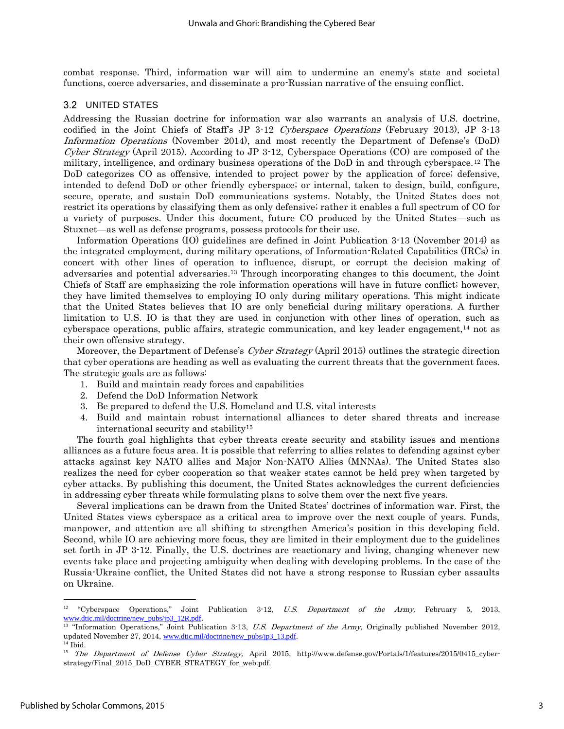combat response. Third, information war will aim to undermine an enemy's state and societal functions, coerce adversaries, and disseminate a pro-Russian narrative of the ensuing conflict.

### 3.2 UNITED STATES

Addressing the Russian doctrine for information war also warrants an analysis of U.S. doctrine, codified in the Joint Chiefs of Staff's JP 3-12 *Cyberspace Operations* (February 2013), JP 3-13 *Information Operations* (November 2014), and most recently the Department of Defense's (DoD) *Cyber Strategy* (April 2015). According to JP 3-12, Cyberspace Operations (CO) are composed of the military, intelligence, and ordinary business operations of the DoD in and through cyberspace.[12] The DoD categorizes CO as offensive, intended to project power by the application of force; defensive, intended to defend DoD or other friendly cyberspace; or internal, taken to design, build, configure, secure, operate, and sustain DoD communications systems. Notably, the United States does not restrict its operations by classifying them as only defensive; rather it enables a full spectrum of CO for a variety of purposes. Under this document, future CO produced by the United States—such as Stuxnet—as well as defense programs, possess protocols for their use.

Information Operations (IO) guidelines are defined in Joint Publication 3-13 (November 2014) as the integrated employment, during military operations, of Information-Related Capabilities (IRCs) in concert with other lines of operation to influence, disrupt, or corrupt the decision making of adversaries and potential adversaries.[13] Through incorporating changes to this document, the Joint Chiefs of Staff are emphasizing the role information operations will have in future conflict; however, they have limited themselves to employing IO only during military operations. This might indicate that the United States believes that IO are only beneficial during military operations. A further limitation to U.S. IO is that they are used in conjunction with other lines of operation, such as cyberspace operations, public affairs, strategic communication, and key leader engagement,[14] not as their own offensive strategy.

Moreover, the Department of Defense's *Cyber Strategy* (April 2015) outlines the strategic direction that cyber operations are heading as well as evaluating the current threats that the government faces. The strategic goals are as follows:

1. Build and maintain ready forces and capabilities
2. Defend the DoD Information Network
3. Be prepared to defend the U.S. Homeland and U.S. vital interests
4. Build and maintain robust international alliances to deter shared threats and increase international security and stability[15]

The fourth goal highlights that cyber threats create security and stability issues and mentions alliances as a future focus area. It is possible that referring to allies relates to defending against cyber attacks against key NATO allies and Major Non-NATO Allies (MNNAs). The United States also realizes the need for cyber cooperation so that weaker states cannot be held prey when targeted by cyber attacks. By publishing this document, the United States acknowledges the current deficiencies in addressing cyber threats while formulating plans to solve them over the next five years.

Several implications can be drawn from the United States' doctrines of information war. First, the United States views cyberspace as a critical area to improve over the next couple of years. Funds, manpower, and attention are all shifting to strengthen America's position in this developing field. Second, while IO are achieving more focus, they are limited in their employment due to the guidelines set forth in JP 3-12. Finally, the U.S. doctrines are reactionary and living, changing whenever new events take place and projecting ambiguity when dealing with developing problems. In the case of the Russia-Ukraine conflict, the United States did not have a strong response to Russian cyber assaults on Ukraine.

---

[12] "Cyberspace Operations," Joint Publication 3-12, *U.S. Department of the Army,* February 5, 2013, www.dtic.mil/doctrine/new_pubs/jp3_12R.pdf.

[13] "Information Operations," Joint Publication 3-13, *U.S. Department of the Army,* Originally published November 2012, updated November 27, 2014, www.dtic.mil/doctrine/new_pubs/jp3_13.pdf.

[14] Ibid.

[15] *The Department of Defense Cyber Strategy,* April 2015, http://www.defense.gov/Portals/1/features/2015/0415_cyber-strategy/Final_2015_DoD_CYBER_STRATEGY_for_web.pdf.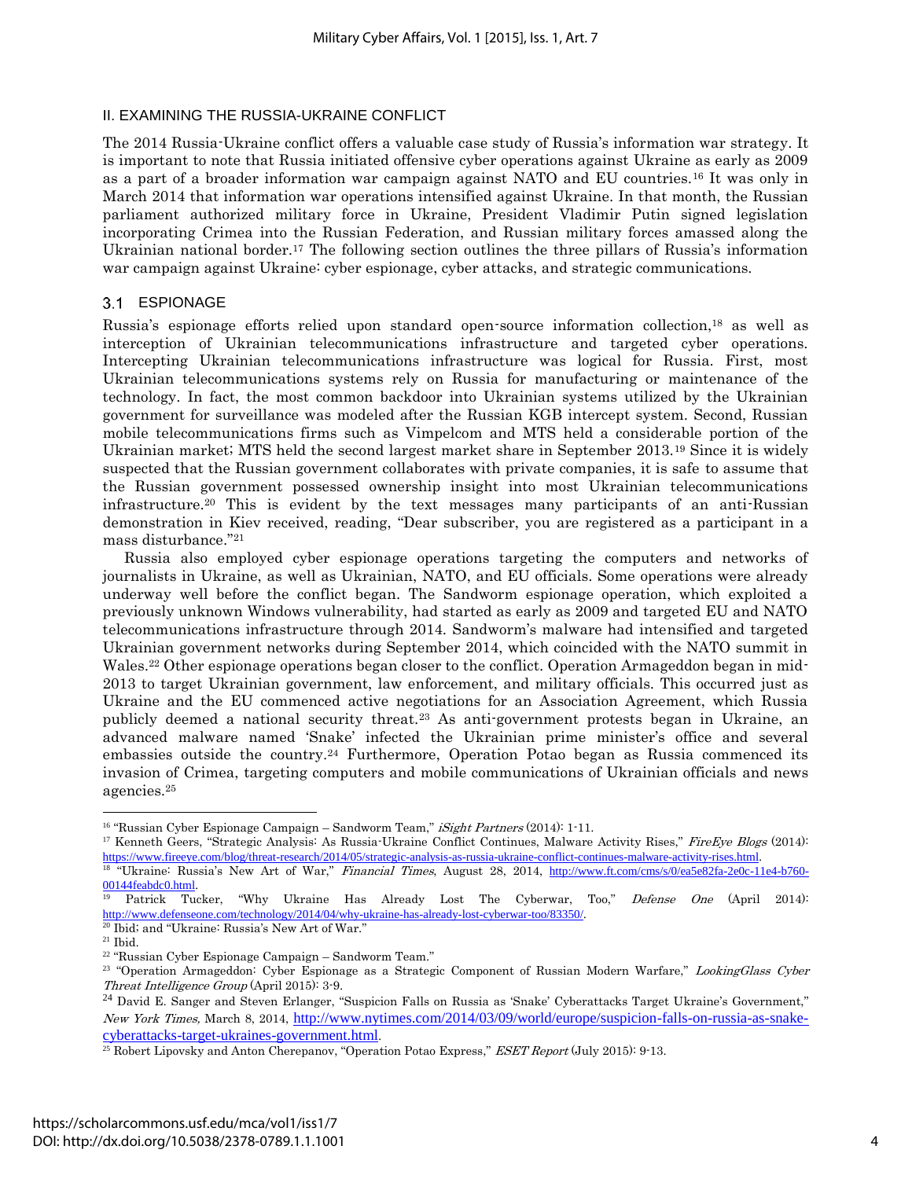## II. EXAMINING THE RUSSIA-UKRAINE CONFLICT

The 2014 Russia-Ukraine conflict offers a valuable case study of Russia's information war strategy. It is important to note that Russia initiated offensive cyber operations against Ukraine as early as 2009 as a part of a broader information war campaign against NATO and EU countries.[16] It was only in March 2014 that information war operations intensified against Ukraine. In that month, the Russian parliament authorized military force in Ukraine, President Vladimir Putin signed legislation incorporating Crimea into the Russian Federation, and Russian military forces amassed along the Ukrainian national border.[17] The following section outlines the three pillars of Russia's information war campaign against Ukraine: cyber espionage, cyber attacks, and strategic communications.

### 3.1 ESPIONAGE

Russia's espionage efforts relied upon standard open-source information collection,[18] as well as interception of Ukrainian telecommunications infrastructure and targeted cyber operations. Intercepting Ukrainian telecommunications infrastructure was logical for Russia. First, most Ukrainian telecommunications systems rely on Russia for manufacturing or maintenance of the technology. In fact, the most common backdoor into Ukrainian systems utilized by the Ukrainian government for surveillance was modeled after the Russian KGB intercept system. Second, Russian mobile telecommunications firms such as Vimpelcom and MTS held a considerable portion of the Ukrainian market; MTS held the second largest market share in September 2013.[19] Since it is widely suspected that the Russian government collaborates with private companies, it is safe to assume that the Russian government possessed ownership insight into most Ukrainian telecommunications infrastructure.[20] This is evident by the text messages many participants of an anti-Russian demonstration in Kiev received, reading, "Dear subscriber, you are registered as a participant in a mass disturbance."[21]

Russia also employed cyber espionage operations targeting the computers and networks of journalists in Ukraine, as well as Ukrainian, NATO, and EU officials. Some operations were already underway well before the conflict began. The Sandworm espionage operation, which exploited a previously unknown Windows vulnerability, had started as early as 2009 and targeted EU and NATO telecommunications infrastructure through 2014. Sandworm's malware had intensified and targeted Ukrainian government networks during September 2014, which coincided with the NATO summit in Wales.[22] Other espionage operations began closer to the conflict. Operation Armageddon began in mid-2013 to target Ukrainian government, law enforcement, and military officials. This occurred just as Ukraine and the EU commenced active negotiations for an Association Agreement, which Russia publicly deemed a national security threat.[23] As anti-government protests began in Ukraine, an advanced malware named 'Snake' infected the Ukrainian prime minister's office and several embassies outside the country.[24] Furthermore, Operation Potao began as Russia commenced its invasion of Crimea, targeting computers and mobile communications of Ukrainian officials and news agencies.[25]

---

[16] "Russian Cyber Espionage Campaign – Sandworm Team," *iSight Partners* (2014): 1-11.

[17] Kenneth Geers, "Strategic Analysis: As Russia-Ukraine Conflict Continues, Malware Activity Rises," *FireEye Blogs* (2014): https://www.fireeye.com/blog/threat-research/2014/05/strategic-analysis-as-russia-ukraine-conflict-continues-malware-activity-rises.html.

[18] "Ukraine: Russia's New Art of War," *Financial Times*, August 28, 2014, http://www.ft.com/cms/s/0/ea5e82fa-2e0c-11e4-b760-00144feabdc0.html.

[19] Patrick Tucker, "Why Ukraine Has Already Lost The Cyberwar, Too," *Defense One* (April 2014): http://www.defenseone.com/technology/2014/04/why-ukraine-has-already-lost-cyberwar-too/83350/.

[20] Ibid; and "Ukraine: Russia's New Art of War."

[21] Ibid.

[22] "Russian Cyber Espionage Campaign – Sandworm Team."

[23] "Operation Armageddon: Cyber Espionage as a Strategic Component of Russian Modern Warfare," *LookingGlass Cyber Threat Intelligence Group* (April 2015): 3-9.

[24] David E. Sanger and Steven Erlanger, "Suspicion Falls on Russia as 'Snake' Cyberattacks Target Ukraine's Government," *New York Times,* March 8, 2014, http://www.nytimes.com/2014/03/09/world/europe/suspicion-falls-on-russia-as-snake-cyberattacks-target-ukraines-government.html.

[25] Robert Lipovsky and Anton Cherepanov, "Operation Potao Express," *ESET Report* (July 2015): 9-13.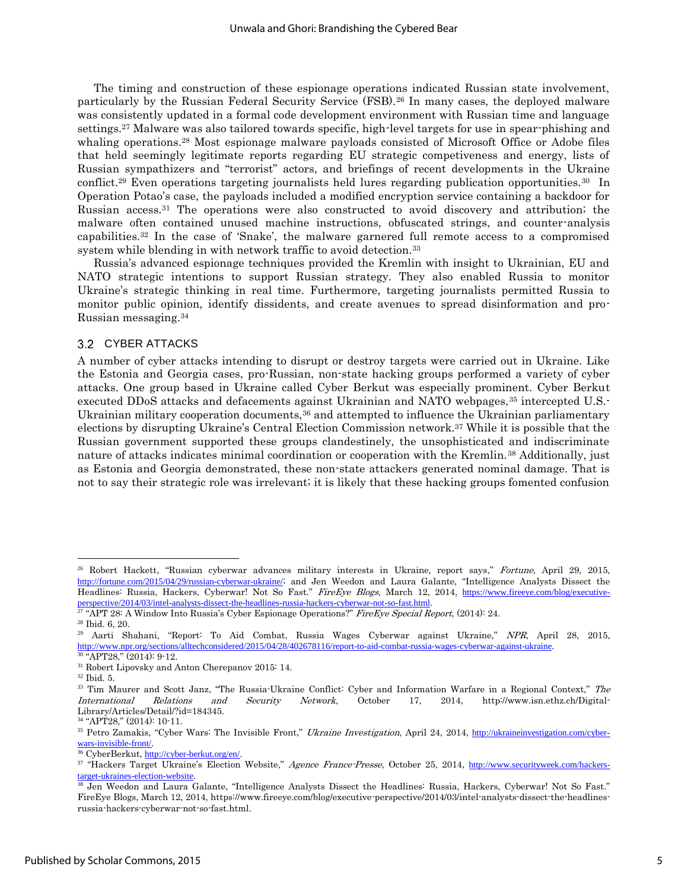The timing and construction of these espionage operations indicated Russian state involvement, particularly by the Russian Federal Security Service (FSB).[26] In many cases, the deployed malware was consistently updated in a formal code development environment with Russian time and language settings.[27] Malware was also tailored towards specific, high-level targets for use in spear-phishing and whaling operations.[28] Most espionage malware payloads consisted of Microsoft Office or Adobe files that held seemingly legitimate reports regarding EU strategic competiveness and energy, lists of Russian sympathizers and "terrorist" actors, and briefings of recent developments in the Ukraine conflict.[29] Even operations targeting journalists held lures regarding publication opportunities.[30] In Operation Potao's case, the payloads included a modified encryption service containing a backdoor for Russian access.[31] The operations were also constructed to avoid discovery and attribution; the malware often contained unused machine instructions, obfuscated strings, and counter-analysis capabilities.[32] In the case of 'Snake', the malware garnered full remote access to a compromised system while blending in with network traffic to avoid detection.[33]

Russia's advanced espionage techniques provided the Kremlin with insight to Ukrainian, EU and NATO strategic intentions to support Russian strategy. They also enabled Russia to monitor Ukraine's strategic thinking in real time. Furthermore, targeting journalists permitted Russia to monitor public opinion, identify dissidents, and create avenues to spread disinformation and pro-Russian messaging.[34]

### 3.2 CYBER ATTACKS

A number of cyber attacks intending to disrupt or destroy targets were carried out in Ukraine. Like the Estonia and Georgia cases, pro-Russian, non-state hacking groups performed a variety of cyber attacks. One group based in Ukraine called Cyber Berkut was especially prominent. Cyber Berkut executed DDoS attacks and defacements against Ukrainian and NATO webpages,[35] intercepted U.S.-Ukrainian military cooperation documents,[36] and attempted to influence the Ukrainian parliamentary elections by disrupting Ukraine's Central Election Commission network.[37] While it is possible that the Russian government supported these groups clandestinely, the unsophisticated and indiscriminate nature of attacks indicates minimal coordination or cooperation with the Kremlin.[38] Additionally, just as Estonia and Georgia demonstrated, these non-state attackers generated nominal damage. That is not to say their strategic role was irrelevant; it is likely that these hacking groups fomented confusion

---

[26] Robert Hackett, "Russian cyberwar advances military interests in Ukraine, report says," *Fortune*, April 29, 2015, http://fortune.com/2015/04/29/russian-cyberwar-ukraine/; and Jen Weedon and Laura Galante, "Intelligence Analysts Dissect the Headlines: Russia, Hackers, Cyberwar! Not So Fast." *FireEye Blogs*, March 12, 2014, https://www.fireeye.com/blog/executive-perspective/2014/03/intel-analysts-dissect-the-headlines-russia-hackers-cyberwar-not-so-fast.html.

[27] "APT 28: A Window Into Russia's Cyber Espionage Operations?" *FireEye Special Report*, (2014): 24.

[28] Ibid. 6, 20.

[29] Aarti Shahani, "Report: To Aid Combat, Russia Wages Cyberwar against Ukraine," *NPR*, April 28, 2015, http://www.npr.org/sections/alltechconsidered/2015/04/28/402678116/report-to-aid-combat-russia-wages-cyberwar-against-ukraine.

[30] "APT28," (2014): 9-12.

[31] Robert Lipovsky and Anton Cherepanov 2015: 14.

[32] Ibid. 5.

[33] Tim Maurer and Scott Janz, "The Russia-Ukraine Conflict: Cyber and Information Warfare in a Regional Context," *The International Relations and Security Network*, October 17, 2014, http://www.isn.ethz.ch/Digital-Library/Articles/Detail/?id=184345.

[34] "APT28," (2014): 10-11.

[35] Petro Zamakis, "Cyber Wars: The Invisible Front," *Ukraine Investigation*, April 24, 2014, http://ukraineinvestigation.com/cyber-wars-invisible-front/.

[36] CyberBerkut, http://cyber-berkut.org/en/.

[37] "Hackers Target Ukraine's Election Website," *Agence France-Presse*, October 25, 2014, http://www.securityweek.com/hackers-target-ukraines-election-website.

[38] Jen Weedon and Laura Galante, "Intelligence Analysts Dissect the Headlines: Russia, Hackers, Cyberwar! Not So Fast." FireEye Blogs, March 12, 2014, https://www.fireeye.com/blog/executive-perspective/2014/03/intel-analysts-dissect-the-headlines-russia-hackers-cyberwar-not-so-fast.html.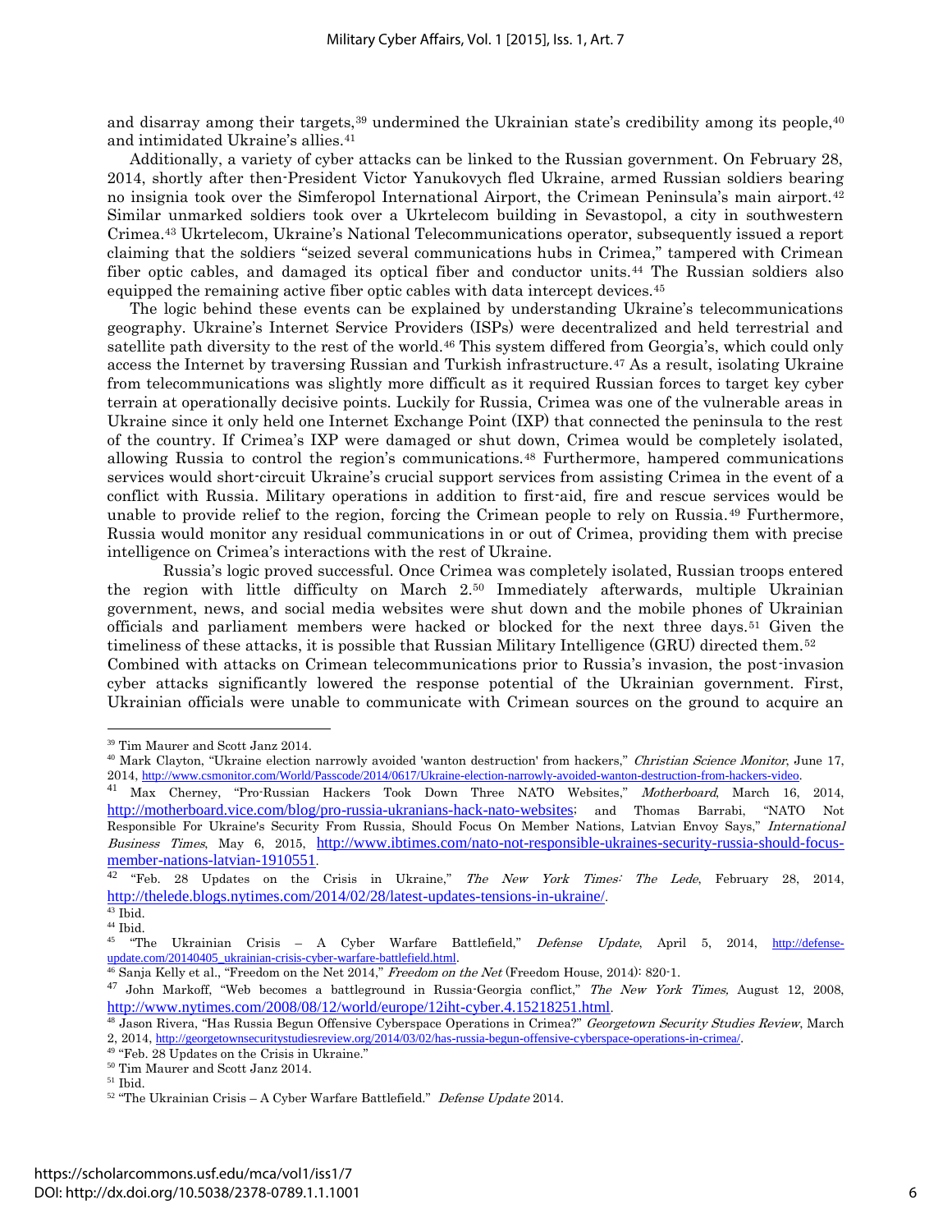and disarray among their targets,[39] undermined the Ukrainian state's credibility among its people,[40] and intimidated Ukraine's allies.[41]

Additionally, a variety of cyber attacks can be linked to the Russian government. On February 28, 2014, shortly after then-President Victor Yanukovych fled Ukraine, armed Russian soldiers bearing no insignia took over the Simferopol International Airport, the Crimean Peninsula's main airport.[42] Similar unmarked soldiers took over a Ukrtelecom building in Sevastopol, a city in southwestern Crimea.[43] Ukrtelecom, Ukraine's National Telecommunications operator, subsequently issued a report claiming that the soldiers "seized several communications hubs in Crimea," tampered with Crimean fiber optic cables, and damaged its optical fiber and conductor units.[44] The Russian soldiers also equipped the remaining active fiber optic cables with data intercept devices.[45]

The logic behind these events can be explained by understanding Ukraine's telecommunications geography. Ukraine's Internet Service Providers (ISPs) were decentralized and held terrestrial and satellite path diversity to the rest of the world.[46] This system differed from Georgia's, which could only access the Internet by traversing Russian and Turkish infrastructure.[47] As a result, isolating Ukraine from telecommunications was slightly more difficult as it required Russian forces to target key cyber terrain at operationally decisive points. Luckily for Russia, Crimea was one of the vulnerable areas in Ukraine since it only held one Internet Exchange Point (IXP) that connected the peninsula to the rest of the country. If Crimea's IXP were damaged or shut down, Crimea would be completely isolated, allowing Russia to control the region's communications.[48] Furthermore, hampered communications services would short-circuit Ukraine's crucial support services from assisting Crimea in the event of a conflict with Russia. Military operations in addition to first-aid, fire and rescue services would be unable to provide relief to the region, forcing the Crimean people to rely on Russia.[49] Furthermore, Russia would monitor any residual communications in or out of Crimea, providing them with precise intelligence on Crimea's interactions with the rest of Ukraine.

Russia's logic proved successful. Once Crimea was completely isolated, Russian troops entered the region with little difficulty on March 2.[50] Immediately afterwards, multiple Ukrainian government, news, and social media websites were shut down and the mobile phones of Ukrainian officials and parliament members were hacked or blocked for the next three days.[51] Given the timeliness of these attacks, it is possible that Russian Military Intelligence (GRU) directed them.[52] Combined with attacks on Crimean telecommunications prior to Russia's invasion, the post-invasion cyber attacks significantly lowered the response potential of the Ukrainian government. First, Ukrainian officials were unable to communicate with Crimean sources on the ground to acquire an

---

[39] Tim Maurer and Scott Janz 2014.

[40] Mark Clayton, "Ukraine election narrowly avoided 'wanton destruction' from hackers," *Christian Science Monitor*, June 17, 2014, http://www.csmonitor.com/World/Passcode/2014/0617/Ukraine-election-narrowly-avoided-wanton-destruction-from-hackers-video.

[41] Max Cherney, "Pro-Russian Hackers Took Down Three NATO Websites," *Motherboard*, March 16, 2014, http://motherboard.vice.com/blog/pro-russia-ukranians-hack-nato-websites; and Thomas Barrabi, "NATO Not Responsible For Ukraine's Security From Russia, Should Focus On Member Nations, Latvian Envoy Says," *International Business Times*, May 6, 2015, http://www.ibtimes.com/nato-not-responsible-ukraines-security-russia-should-focus-member-nations-latvian-1910551.

[42] "Feb. 28 Updates on the Crisis in Ukraine," *The New York Times: The Lede*, February 28, 2014, http://thelede.blogs.nytimes.com/2014/02/28/latest-updates-tensions-in-ukraine/.

[43] Ibid.

[44] Ibid.

[45] "The Ukrainian Crisis – A Cyber Warfare Battlefield," *Defense Update*, April 5, 2014, http://defense-update.com/20140405_ukrainian-crisis-cyber-warfare-battlefield.html.

[46] Sanja Kelly et al., "Freedom on the Net 2014," *Freedom on the Net* (Freedom House, 2014): 820-1.

[47] John Markoff, "Web becomes a battleground in Russia-Georgia conflict," *The New York Times,* August 12, 2008, http://www.nytimes.com/2008/08/12/world/europe/12iht-cyber.4.15218251.html.

[48] Jason Rivera, "Has Russia Begun Offensive Cyberspace Operations in Crimea?" *Georgetown Security Studies Review*, March 2, 2014, http://georgetownsecuritystudiesreview.org/2014/03/02/has-russia-begun-offensive-cyberspace-operations-in-crimea/.

[49] "Feb. 28 Updates on the Crisis in Ukraine."

[50] Tim Maurer and Scott Janz 2014.

[51] Ibid.

[52] "The Ukrainian Crisis – A Cyber Warfare Battlefield." *Defense Update* 2014.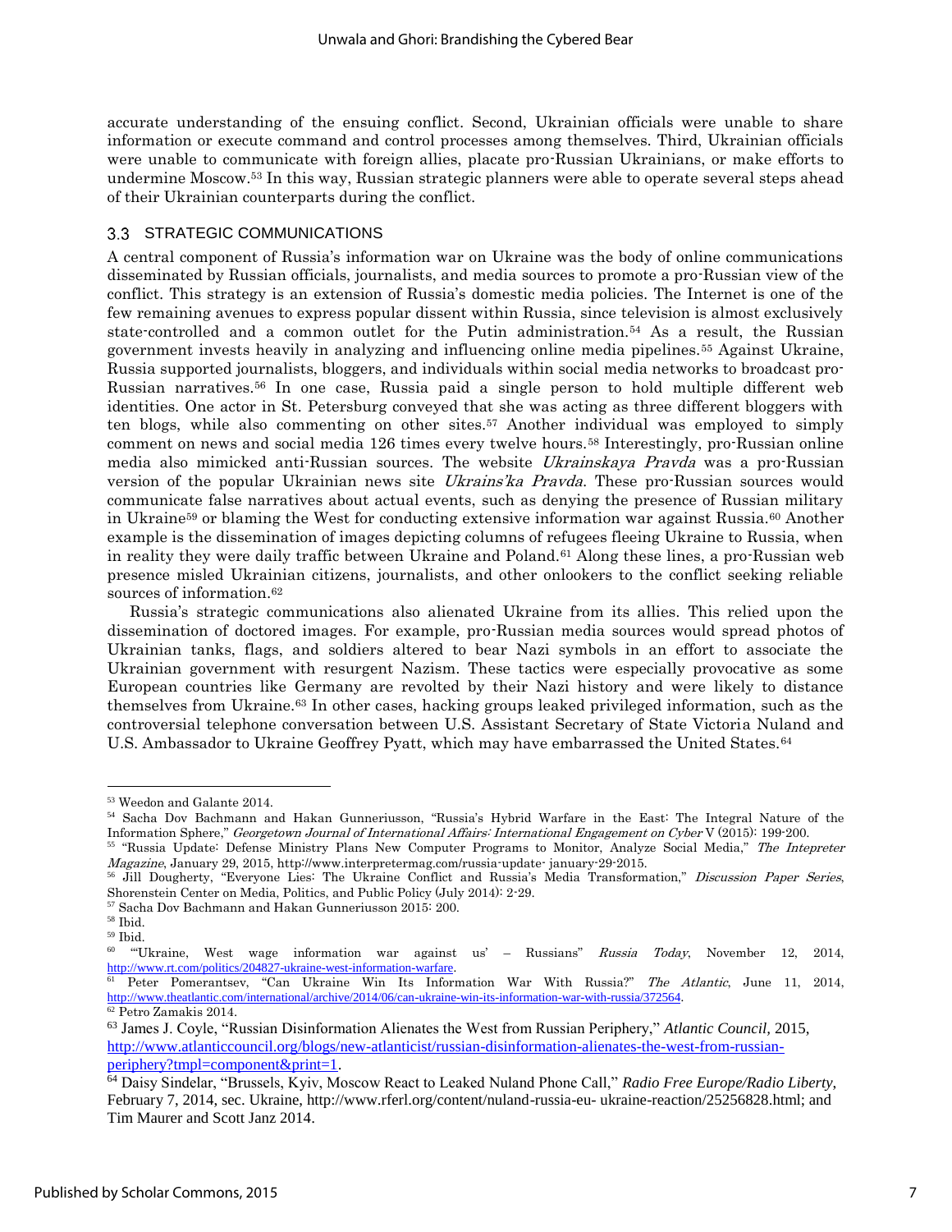accurate understanding of the ensuing conflict. Second, Ukrainian officials were unable to share information or execute command and control processes among themselves. Third, Ukrainian officials were unable to communicate with foreign allies, placate pro-Russian Ukrainians, or make efforts to undermine Moscow.[53] In this way, Russian strategic planners were able to operate several steps ahead of their Ukrainian counterparts during the conflict.

### 3.3 STRATEGIC COMMUNICATIONS

A central component of Russia's information war on Ukraine was the body of online communications disseminated by Russian officials, journalists, and media sources to promote a pro-Russian view of the conflict. This strategy is an extension of Russia's domestic media policies. The Internet is one of the few remaining avenues to express popular dissent within Russia, since television is almost exclusively state-controlled and a common outlet for the Putin administration.[54] As a result, the Russian government invests heavily in analyzing and influencing online media pipelines.[55] Against Ukraine, Russia supported journalists, bloggers, and individuals within social media networks to broadcast pro-Russian narratives.[56] In one case, Russia paid a single person to hold multiple different web identities. One actor in St. Petersburg conveyed that she was acting as three different bloggers with ten blogs, while also commenting on other sites.[57] Another individual was employed to simply comment on news and social media 126 times every twelve hours.[58] Interestingly, pro-Russian online media also mimicked anti-Russian sources. The website *Ukrainskaya Pravda* was a pro-Russian version of the popular Ukrainian news site *Ukrains'ka Pravda*. These pro-Russian sources would communicate false narratives about actual events, such as denying the presence of Russian military in Ukraine[59] or blaming the West for conducting extensive information war against Russia.[60] Another example is the dissemination of images depicting columns of refugees fleeing Ukraine to Russia, when in reality they were daily traffic between Ukraine and Poland.[61] Along these lines, a pro-Russian web presence misled Ukrainian citizens, journalists, and other onlookers to the conflict seeking reliable sources of information.[62]

Russia's strategic communications also alienated Ukraine from its allies. This relied upon the dissemination of doctored images. For example, pro-Russian media sources would spread photos of Ukrainian tanks, flags, and soldiers altered to bear Nazi symbols in an effort to associate the Ukrainian government with resurgent Nazism. These tactics were especially provocative as some European countries like Germany are revolted by their Nazi history and were likely to distance themselves from Ukraine.[63] In other cases, hacking groups leaked privileged information, such as the controversial telephone conversation between U.S. Assistant Secretary of State Victoria Nuland and U.S. Ambassador to Ukraine Geoffrey Pyatt, which may have embarrassed the United States.[64]

---

[53] Weedon and Galante 2014.

[54] Sacha Dov Bachmann and Hakan Gunneriusson, "Russia's Hybrid Warfare in the East: The Integral Nature of the Information Sphere," *Georgetown Journal of International Affairs: International Engagement on Cyber* V (2015): 199-200.

[55] "Russia Update: Defense Ministry Plans New Computer Programs to Monitor, Analyze Social Media," *The Intepreter Magazine*, January 29, 2015, http://www.interpretermag.com/russia-update- january-29-2015.

[56] Jill Dougherty, "Everyone Lies: The Ukraine Conflict and Russia's Media Transformation," *Discussion Paper Series*, Shorenstein Center on Media, Politics, and Public Policy (July 2014): 2-29.

[57] Sacha Dov Bachmann and Hakan Gunneriusson 2015: 200.

[58] Ibid.

[59] Ibid.

[60] "'Ukraine, West wage information war against us' – Russians" *Russia Today*, November 12, 2014, http://www.rt.com/politics/204827-ukraine-west-information-warfare.

[61] Peter Pomerantsev, "Can Ukraine Win Its Information War With Russia?" *The Atlantic*, June 11, 2014, http://www.theatlantic.com/international/archive/2014/06/can-ukraine-win-its-information-war-with-russia/372564.

[62] Petro Zamakis 2014.

[63] James J. Coyle, "Russian Disinformation Alienates the West from Russian Periphery," *Atlantic Council*, 2015, http://www.atlanticcouncil.org/blogs/new-atlanticist/russian-disinformation-alienates-the-west-from-russian-periphery?tmpl=component&print=1.

[64] Daisy Sindelar, "Brussels, Kyiv, Moscow React to Leaked Nuland Phone Call," *Radio Free Europe/Radio Liberty*, February 7, 2014, sec. Ukraine, http://www.rferl.org/content/nuland-russia-eu- ukraine-reaction/25256828.html; and Tim Maurer and Scott Janz 2014.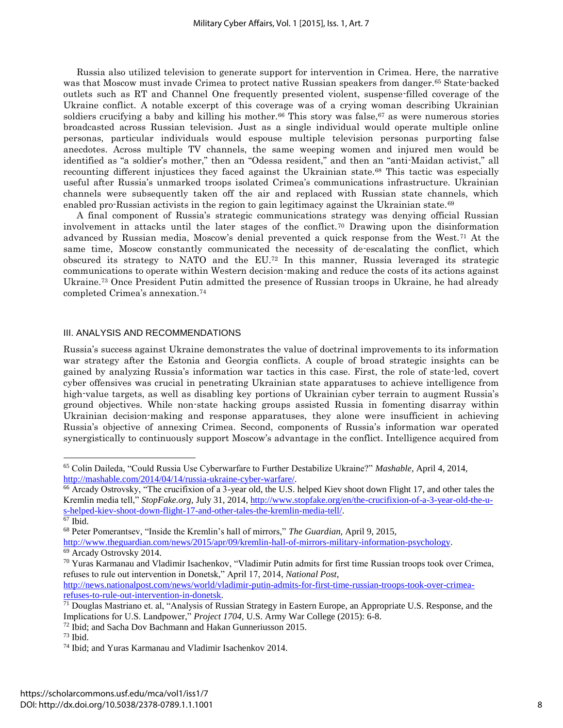Russia also utilized television to generate support for intervention in Crimea. Here, the narrative was that Moscow must invade Crimea to protect native Russian speakers from danger.[65] State-backed outlets such as RT and Channel One frequently presented violent, suspense-filled coverage of the Ukraine conflict. A notable excerpt of this coverage was of a crying woman describing Ukrainian soldiers crucifying a baby and killing his mother.[66] This story was false,[67] as were numerous stories broadcasted across Russian television. Just as a single individual would operate multiple online personas, particular individuals would espouse multiple television personas purporting false anecdotes. Across multiple TV channels, the same weeping women and injured men would be identified as "a soldier's mother," then an "Odessa resident," and then an "anti-Maidan activist," all recounting different injustices they faced against the Ukrainian state.[68] This tactic was especially useful after Russia's unmarked troops isolated Crimea's communications infrastructure. Ukrainian channels were subsequently taken off the air and replaced with Russian state channels, which enabled pro-Russian activists in the region to gain legitimacy against the Ukrainian state.[69]

A final component of Russia's strategic communications strategy was denying official Russian involvement in attacks until the later stages of the conflict.[70] Drawing upon the disinformation advanced by Russian media, Moscow's denial prevented a quick response from the West.[71] At the same time, Moscow constantly communicated the necessity of de-escalating the conflict, which obscured its strategy to NATO and the EU.[72] In this manner, Russia leveraged its strategic communications to operate within Western decision-making and reduce the costs of its actions against Ukraine.[73] Once President Putin admitted the presence of Russian troops in Ukraine, he had already completed Crimea's annexation.[74]

## III. ANALYSIS AND RECOMMENDATIONS

Russia's success against Ukraine demonstrates the value of doctrinal improvements to its information war strategy after the Estonia and Georgia conflicts. A couple of broad strategic insights can be gained by analyzing Russia's information war tactics in this case. First, the role of state-led, covert cyber offensives was crucial in penetrating Ukrainian state apparatuses to achieve intelligence from high-value targets, as well as disabling key portions of Ukrainian cyber terrain to augment Russia's ground objectives. While non-state hacking groups assisted Russia in fomenting disarray within Ukrainian decision-making and response apparatuses, they alone were insufficient in achieving Russia's objective of annexing Crimea. Second, components of Russia's information war operated synergistically to continuously support Moscow's advantage in the conflict. Intelligence acquired from

---

[65] Colin Daileda, "Could Russia Use Cyberwarfare to Further Destabilize Ukraine?" *Mashable*, April 4, 2014, http://mashable.com/2014/04/14/russia-ukraine-cyber-warfare/.

[66] Arcady Ostrovsky, "The crucifixion of a 3-year old, the U.S. helped Kiev shoot down Flight 17, and other tales the Kremlin media tell," *StopFake.org,* July 31, 2014, http://www.stopfake.org/en/the-crucifixion-of-a-3-year-old-the-u-s-helped-kiev-shoot-down-flight-17-and-other-tales-the-kremlin-media-tell/.

[67] Ibid.

[68] Peter Pomerantsev, "Inside the Kremlin's hall of mirrors," *The Guardian,* April 9, 2015, http://www.theguardian.com/news/2015/apr/09/kremlin-hall-of-mirrors-military-information-psychology.

[69] Arcady Ostrovsky 2014.

[70] Yuras Karmanau and Vladimir Isachenkov, "Vladimir Putin admits for first time Russian troops took over Crimea, refuses to rule out intervention in Donetsk," April 17, 2014, *National Post,* http://news.nationalpost.com/news/world/vladimir-putin-admits-for-first-time-russian-troops-took-over-crimea-refuses-to-rule-out-intervention-in-donetsk.

[71] Douglas Mastriano et. al, "Analysis of Russian Strategy in Eastern Europe, an Appropriate U.S. Response, and the Implications for U.S. Landpower," *Project 1704,* U.S. Army War College (2015): 6-8.

[72] Ibid; and Sacha Dov Bachmann and Hakan Gunneriusson 2015.

[73] Ibid.

[74] Ibid; and Yuras Karmanau and Vladimir Isachenkov 2014.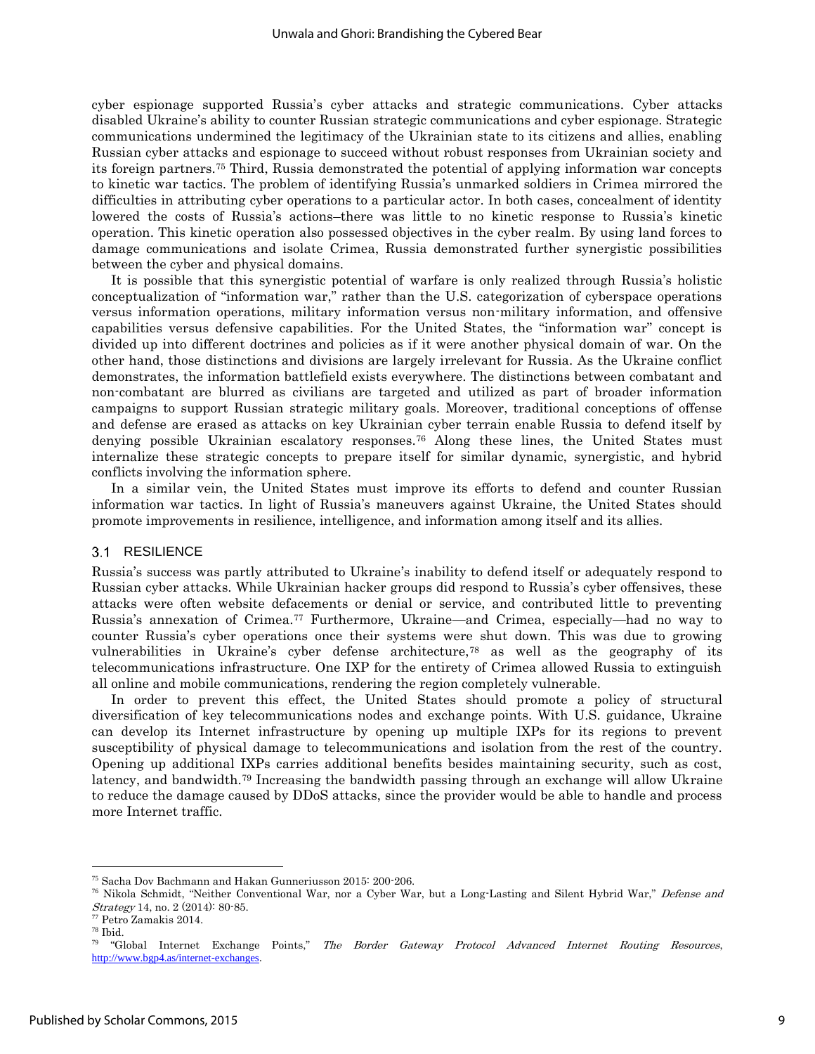cyber espionage supported Russia's cyber attacks and strategic communications. Cyber attacks disabled Ukraine's ability to counter Russian strategic communications and cyber espionage. Strategic communications undermined the legitimacy of the Ukrainian state to its citizens and allies, enabling Russian cyber attacks and espionage to succeed without robust responses from Ukrainian society and its foreign partners.[75] Third, Russia demonstrated the potential of applying information war concepts to kinetic war tactics. The problem of identifying Russia's unmarked soldiers in Crimea mirrored the difficulties in attributing cyber operations to a particular actor. In both cases, concealment of identity lowered the costs of Russia's actions–there was little to no kinetic response to Russia's kinetic operation. This kinetic operation also possessed objectives in the cyber realm. By using land forces to damage communications and isolate Crimea, Russia demonstrated further synergistic possibilities between the cyber and physical domains.

It is possible that this synergistic potential of warfare is only realized through Russia's holistic conceptualization of "information war," rather than the U.S. categorization of cyberspace operations versus information operations, military information versus non-military information, and offensive capabilities versus defensive capabilities. For the United States, the "information war" concept is divided up into different doctrines and policies as if it were another physical domain of war. On the other hand, those distinctions and divisions are largely irrelevant for Russia. As the Ukraine conflict demonstrates, the information battlefield exists everywhere. The distinctions between combatant and non-combatant are blurred as civilians are targeted and utilized as part of broader information campaigns to support Russian strategic military goals. Moreover, traditional conceptions of offense and defense are erased as attacks on key Ukrainian cyber terrain enable Russia to defend itself by denying possible Ukrainian escalatory responses.[76] Along these lines, the United States must internalize these strategic concepts to prepare itself for similar dynamic, synergistic, and hybrid conflicts involving the information sphere.

In a similar vein, the United States must improve its efforts to defend and counter Russian information war tactics. In light of Russia's maneuvers against Ukraine, the United States should promote improvements in resilience, intelligence, and information among itself and its allies.

### 3.1 RESILIENCE

Russia's success was partly attributed to Ukraine's inability to defend itself or adequately respond to Russian cyber attacks. While Ukrainian hacker groups did respond to Russia's cyber offensives, these attacks were often website defacements or denial or service, and contributed little to preventing Russia's annexation of Crimea.[77] Furthermore, Ukraine—and Crimea, especially—had no way to counter Russia's cyber operations once their systems were shut down. This was due to growing vulnerabilities in Ukraine's cyber defense architecture,[78] as well as the geography of its telecommunications infrastructure. One IXP for the entirety of Crimea allowed Russia to extinguish all online and mobile communications, rendering the region completely vulnerable.

In order to prevent this effect, the United States should promote a policy of structural diversification of key telecommunications nodes and exchange points. With U.S. guidance, Ukraine can develop its Internet infrastructure by opening up multiple IXPs for its regions to prevent susceptibility of physical damage to telecommunications and isolation from the rest of the country. Opening up additional IXPs carries additional benefits besides maintaining security, such as cost, latency, and bandwidth.[79] Increasing the bandwidth passing through an exchange will allow Ukraine to reduce the damage caused by DDoS attacks, since the provider would be able to handle and process more Internet traffic.

---

[75] Sacha Dov Bachmann and Hakan Gunneriusson 2015: 200-206.

[76] Nikola Schmidt, "Neither Conventional War, nor a Cyber War, but a Long-Lasting and Silent Hybrid War," *Defense and Strategy* 14, no. 2 (2014): 80-85.

[77] Petro Zamakis 2014.

[78] Ibid.

[79] "Global Internet Exchange Points," *The Border Gateway Protocol Advanced Internet Routing Resources*, http://www.bgp4.as/internet-exchanges.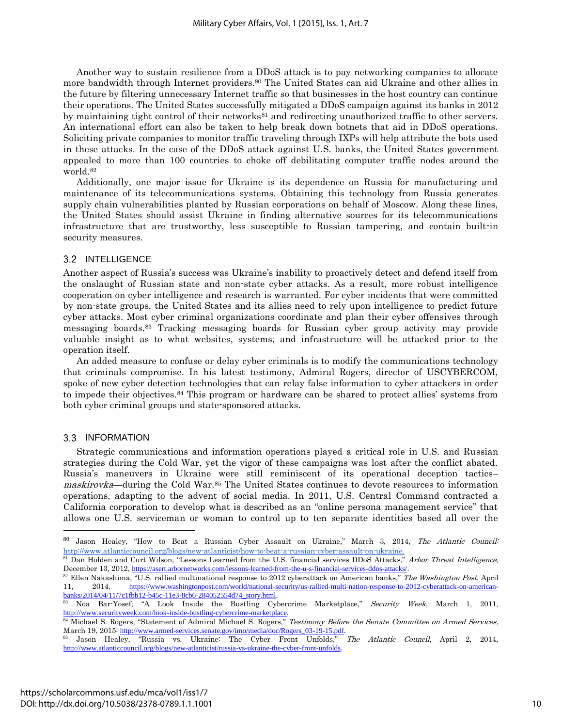Another way to sustain resilience from a DDoS attack is to pay networking companies to allocate more bandwidth through Internet providers.[80] The United States can aid Ukraine and other allies in the future by filtering unnecessary Internet traffic so that businesses in the host country can continue their operations. The United States successfully mitigated a DDoS campaign against its banks in 2012 by maintaining tight control of their networks[81] and redirecting unauthorized traffic to other servers. An international effort can also be taken to help break down botnets that aid in DDoS operations. Soliciting private companies to monitor traffic traveling through IXPs will help attribute the bots used in these attacks. In the case of the DDoS attack against U.S. banks, the United States government appealed to more than 100 countries to choke off debilitating computer traffic nodes around the world.[82]

Additionally, one major issue for Ukraine is its dependence on Russia for manufacturing and maintenance of its telecommunications systems. Obtaining this technology from Russia generates supply chain vulnerabilities planted by Russian corporations on behalf of Moscow. Along these lines, the United States should assist Ukraine in finding alternative sources for its telecommunications infrastructure that are trustworthy, less susceptible to Russian tampering, and contain built-in security measures.

## 3.2 INTELLIGENCE

Another aspect of Russia's success was Ukraine's inability to proactively detect and defend itself from the onslaught of Russian state and non-state cyber attacks. As a result, more robust intelligence cooperation on cyber intelligence and research is warranted. For cyber incidents that were committed by non-state groups, the United States and its allies need to rely upon intelligence to predict future cyber attacks. Most cyber criminal organizations coordinate and plan their cyber offensives through messaging boards.[83] Tracking messaging boards for Russian cyber group activity may provide valuable insight as to what websites, systems, and infrastructure will be attacked prior to the operation itself.

An added measure to confuse or delay cyber criminals is to modify the communications technology that criminals compromise. In his latest testimony, Admiral Rogers, director of USCYBERCOM, spoke of new cyber detection technologies that can relay false information to cyber attackers in order to impede their objectives.[84] This program or hardware can be shared to protect allies' systems from both cyber criminal groups and state-sponsored attacks.

## 3.3 INFORMATION

Strategic communications and information operations played a critical role in U.S. and Russian strategies during the Cold War, yet the vigor of these campaigns was lost after the conflict abated. Russia's maneuvers in Ukraine were still reminiscent of its operational deception tactics–*maskirovka*—during the Cold War.[85] The United States continues to devote resources to information operations, adapting to the advent of social media. In 2011, U.S. Central Command contracted a California corporation to develop what is described as an "online persona management service" that allows one U.S. serviceman or woman to control up to ten separate identities based all over the

---

[80] Jason Healey, "How to Beat a Russian Cyber Assault on Ukraine," March 3, 2014, *The Atlantic Council*: http://www.atlanticcouncil.org/blogs/new-atlanticist/how-to-beat-a-russian-cyber-assault-on-ukraine.

[81] Dan Holden and Curt Wilson, "Lessons Learned from the U.S. financial services DDoS Attacks," *Arbor Threat Intelligence*, December 13, 2012, https://asert.arbornetworks.com/lessons-learned-from-the-u-s-financial-services-ddos-attacks/.

[82] Ellen Nakashima, "U.S. rallied multinational response to 2012 cyberattack on American banks," *The Washington Post,* April 11, 2014, https://www.washingtonpost.com/world/national-security/us-rallied-multi-nation-response-to-2012-cyberattack-on-american-banks/2014/04/11/7c1fbb12-b45c-11e3-8cb6-284052554d74_story.html.

[83] Noa Bar-Yosef, "A Look Inside the Bustling Cybercrime Marketplace," *Security Week*, March 1, 2011, http://www.securityweek.com/look-inside-bustling-cybercrime-marketplace.

[84] Michael S. Rogers, "Statement of Admiral Michael S. Rogers," *Testimony Before the Senate Committee on Armed Services*, March 19, 2015: http://www.armed-services.senate.gov/imo/media/doc/Rogers_03-19-15.pdf.

[85] Jason Healey, "Russia vs. Ukraine: The Cyber Front Unfolds," *The Atlantic Council*, April 2, 2014, http://www.atlanticcouncil.org/blogs/new-atlanticist/russia-vs-ukraine-the-cyber-front-unfolds.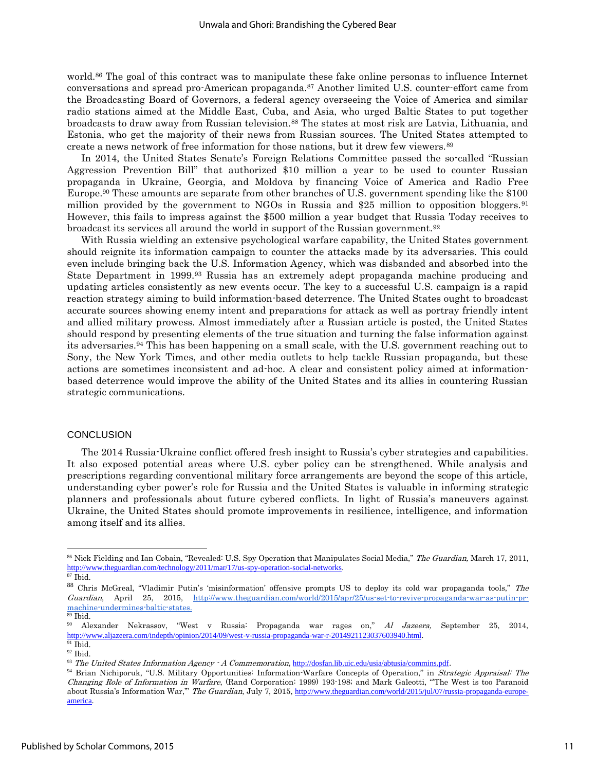world.[86] The goal of this contract was to manipulate these fake online personas to influence Internet conversations and spread pro-American propaganda.[87] Another limited U.S. counter-effort came from the Broadcasting Board of Governors, a federal agency overseeing the Voice of America and similar radio stations aimed at the Middle East, Cuba, and Asia, who urged Baltic States to put together broadcasts to draw away from Russian television.[88] The states at most risk are Latvia, Lithuania, and Estonia, who get the majority of their news from Russian sources. The United States attempted to create a news network of free information for those nations, but it drew few viewers.[89]

In 2014, the United States Senate's Foreign Relations Committee passed the so-called "Russian Aggression Prevention Bill" that authorized $10 million a year to be used to counter Russian propaganda in Ukraine, Georgia, and Moldova by financing Voice of America and Radio Free Europe.[90] These amounts are separate from other branches of U.S. government spending like the $100 million provided by the government to NGOs in Russia and $25 million to opposition bloggers.[91] However, this fails to impress against the $500 million a year budget that Russia Today receives to broadcast its services all around the world in support of the Russian government.[92]

With Russia wielding an extensive psychological warfare capability, the United States government should reignite its information campaign to counter the attacks made by its adversaries. This could even include bringing back the U.S. Information Agency, which was disbanded and absorbed into the State Department in 1999.[93] Russia has an extremely adept propaganda machine producing and updating articles consistently as new events occur. The key to a successful U.S. campaign is a rapid reaction strategy aiming to build information-based deterrence. The United States ought to broadcast accurate sources showing enemy intent and preparations for attack as well as portray friendly intent and allied military prowess. Almost immediately after a Russian article is posted, the United States should respond by presenting elements of the true situation and turning the false information against its adversaries.[94] This has been happening on a small scale, with the U.S. government reaching out to Sony, the New York Times, and other media outlets to help tackle Russian propaganda, but these actions are sometimes inconsistent and ad-hoc. A clear and consistent policy aimed at information-based deterrence would improve the ability of the United States and its allies in countering Russian strategic communications.

## CONCLUSION

The 2014 Russia-Ukraine conflict offered fresh insight to Russia's cyber strategies and capabilities. It also exposed potential areas where U.S. cyber policy can be strengthened. While analysis and prescriptions regarding conventional military force arrangements are beyond the scope of this article, understanding cyber power's role for Russia and the United States is valuable in informing strategic planners and professionals about future cybered conflicts. In light of Russia's maneuvers against Ukraine, the United States should promote improvements in resilience, intelligence, and information among itself and its allies.

---

[86] Nick Fielding and Ian Cobain, "Revealed: U.S. Spy Operation that Manipulates Social Media," *The Guardian,* March 17, 2011, http://www.theguardian.com/technology/2011/mar/17/us-spy-operation-social-networks.

[87] Ibid.

[88] Chris McGreal, "Vladimir Putin's 'misinformation' offensive prompts US to deploy its cold war propaganda tools," *The Guardian*, April 25, 2015, http://www.theguardian.com/world/2015/apr/25/us-set-to-revive-propaganda-war-as-putin-pr-machine-undermines-baltic-states.

[89] Ibid.

[90] Alexander Nekrassov, "West v Russia: Propaganda war rages on," *Al Jazeera,* September 25, 2014, http://www.aljazeera.com/indepth/opinion/2014/09/west-v-russia-propaganda-war-r-2014921123037603940.html.

[91] Ibid.

[92] Ibid.

[93] *The United States Information Agency - A Commemoration*, http://dosfan.lib.uic.edu/usia/abtusia/commins.pdf.

[94] Brian Nichiporuk, "U.S. Military Opportunities: Information-Warfare Concepts of Operation," in *Strategic Appraisal: The Changing Role of Information in Warfare*, (Rand Corporation: 1999) 193-198; and Mark Galeotti, "'The West is too Paranoid about Russia's Information War,'" *The Guardian*, July 7, 2015, http://www.theguardian.com/world/2015/jul/07/russia-propaganda-europe-america.